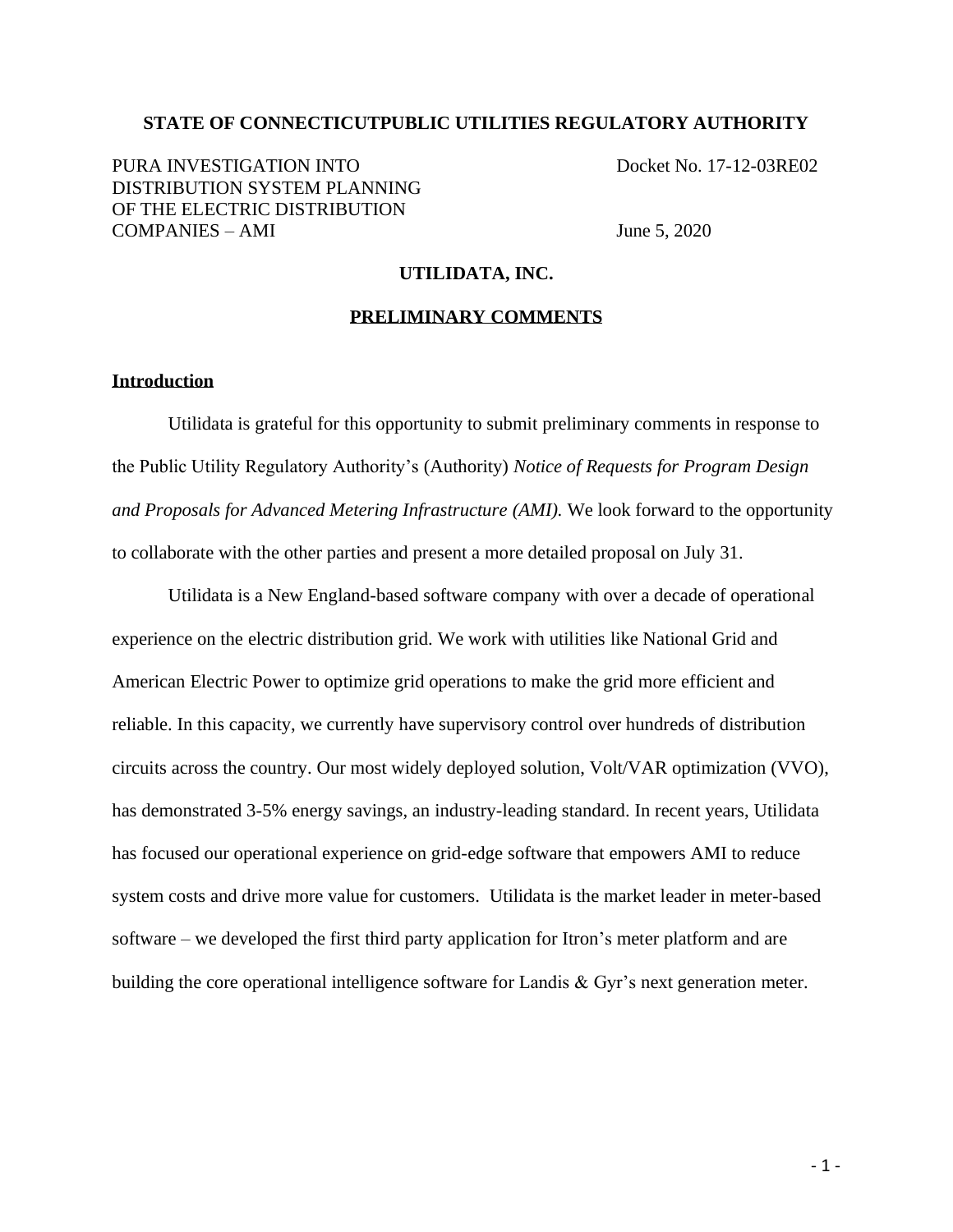**STATE OF CONNECTICUTPUBLIC UTILITIES REGULATORY AUTHORITY**

PURA INVESTIGATION INTO DISTRIBUTION SYSTEM PLANNING OF THE ELECTRIC DISTRIBUTION COMPANIES – AMI

Docket No. 17-12-03RE02

June 5, 2020

**UTILIDATA, INC.**

**PRELIMINARY COMMENTS**

**Introduction**

Utilidata is grateful for this opportunity to submit preliminary comments in response to the Public Utility Regulatory Authority's (Authority) *Notice of Requests for Program Design and Proposals for Advanced Metering Infrastructure (AMI).* We look forward to the opportunity to collaborate with the other parties and present a more detailed proposal on July 31.

Utilidata is a New England-based software company with over a decade of operational experience on the electric distribution grid. We work with utilities like National Grid and American Electric Power to optimize grid operations to make the grid more efficient and reliable. In this capacity, we currently have supervisory control over hundreds of distribution circuits across the country. Our most widely deployed solution, Volt/VAR optimization (VVO), has demonstrated 3-5% energy savings, an industry-leading standard. In recent years, Utilidata has focused our operational experience on grid-edge software that empowers AMI to reduce system costs and drive more value for customers. Utilidata is the market leader in meter-based software – we developed the first third party application for Itron's meter platform and are building the core operational intelligence software for Landis & Gyr's next generation meter.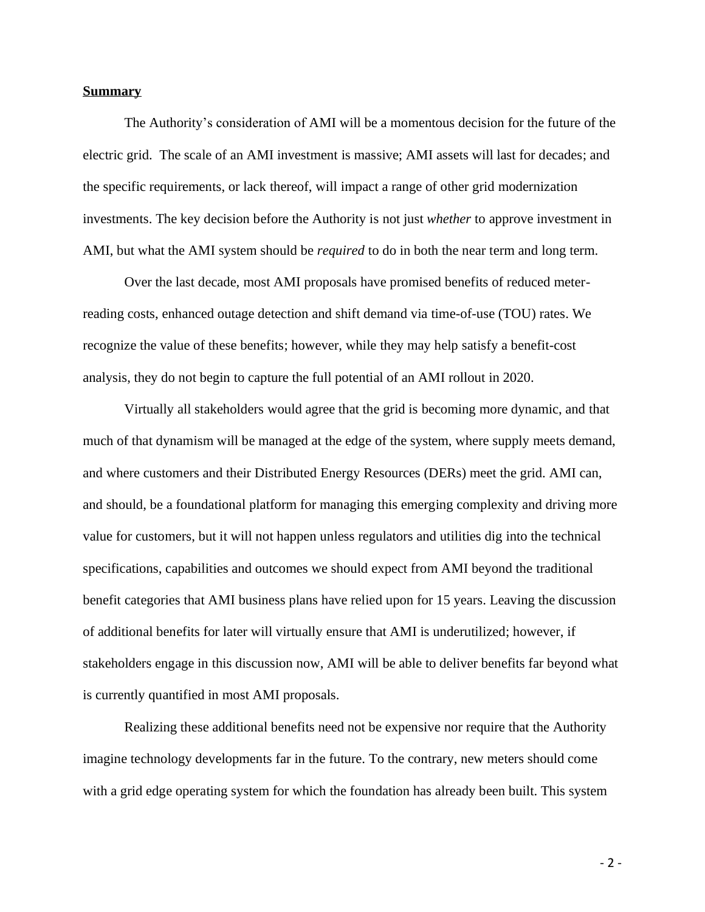**Summary**

The Authority's consideration of AMI will be a momentous decision for the future of the electric grid. The scale of an AMI investment is massive; AMI assets will last for decades; and the specific requirements, or lack thereof, will impact a range of other grid modernization investments. The key decision before the Authority is not just *whether* to approve investment in AMI, but what the AMI system should be *required* to do in both the near term and long term.

Over the last decade, most AMI proposals have promised benefits of reduced meter-reading costs, enhanced outage detection and shift demand via time-of-use (TOU) rates. We recognize the value of these benefits; however, while they may help satisfy a benefit-cost analysis, they do not begin to capture the full potential of an AMI rollout in 2020.

Virtually all stakeholders would agree that the grid is becoming more dynamic, and that much of that dynamism will be managed at the edge of the system, where supply meets demand, and where customers and their Distributed Energy Resources (DERs) meet the grid. AMI can, and should, be a foundational platform for managing this emerging complexity and driving more value for customers, but it will not happen unless regulators and utilities dig into the technical specifications, capabilities and outcomes we should expect from AMI beyond the traditional benefit categories that AMI business plans have relied upon for 15 years. Leaving the discussion of additional benefits for later will virtually ensure that AMI is underutilized; however, if stakeholders engage in this discussion now, AMI will be able to deliver benefits far beyond what is currently quantified in most AMI proposals.

Realizing these additional benefits need not be expensive nor require that the Authority imagine technology developments far in the future. To the contrary, new meters should come with a grid edge operating system for which the foundation has already been built. This system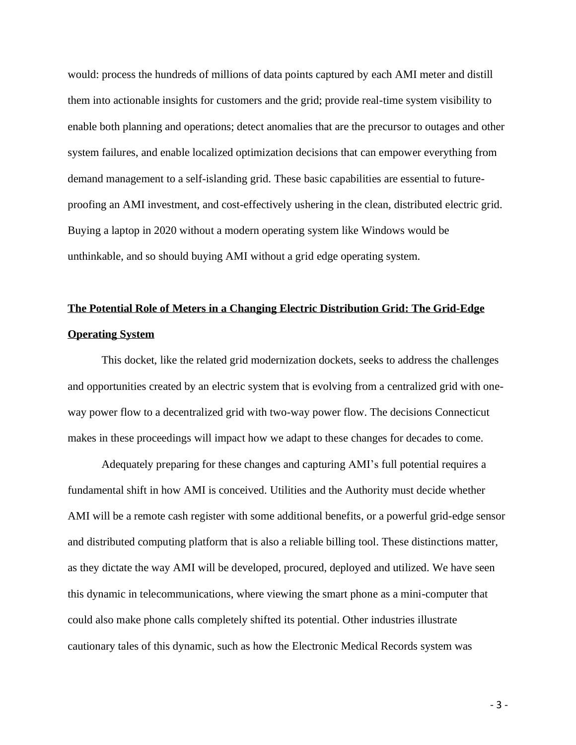would: process the hundreds of millions of data points captured by each AMI meter and distill them into actionable insights for customers and the grid; provide real-time system visibility to enable both planning and operations; detect anomalies that are the precursor to outages and other system failures, and enable localized optimization decisions that can empower everything from demand management to a self-islanding grid. These basic capabilities are essential to future-proofing an AMI investment, and cost-effectively ushering in the clean, distributed electric grid. Buying a laptop in 2020 without a modern operating system like Windows would be unthinkable, and so should buying AMI without a grid edge operating system.

## The Potential Role of Meters in a Changing Electric Distribution Grid: The Grid-Edge Operating System

This docket, like the related grid modernization dockets, seeks to address the challenges and opportunities created by an electric system that is evolving from a centralized grid with one-way power flow to a decentralized grid with two-way power flow. The decisions Connecticut makes in these proceedings will impact how we adapt to these changes for decades to come.

Adequately preparing for these changes and capturing AMI's full potential requires a fundamental shift in how AMI is conceived. Utilities and the Authority must decide whether AMI will be a remote cash register with some additional benefits, or a powerful grid-edge sensor and distributed computing platform that is also a reliable billing tool. These distinctions matter, as they dictate the way AMI will be developed, procured, deployed and utilized. We have seen this dynamic in telecommunications, where viewing the smart phone as a mini-computer that could also make phone calls completely shifted its potential. Other industries illustrate cautionary tales of this dynamic, such as how the Electronic Medical Records system was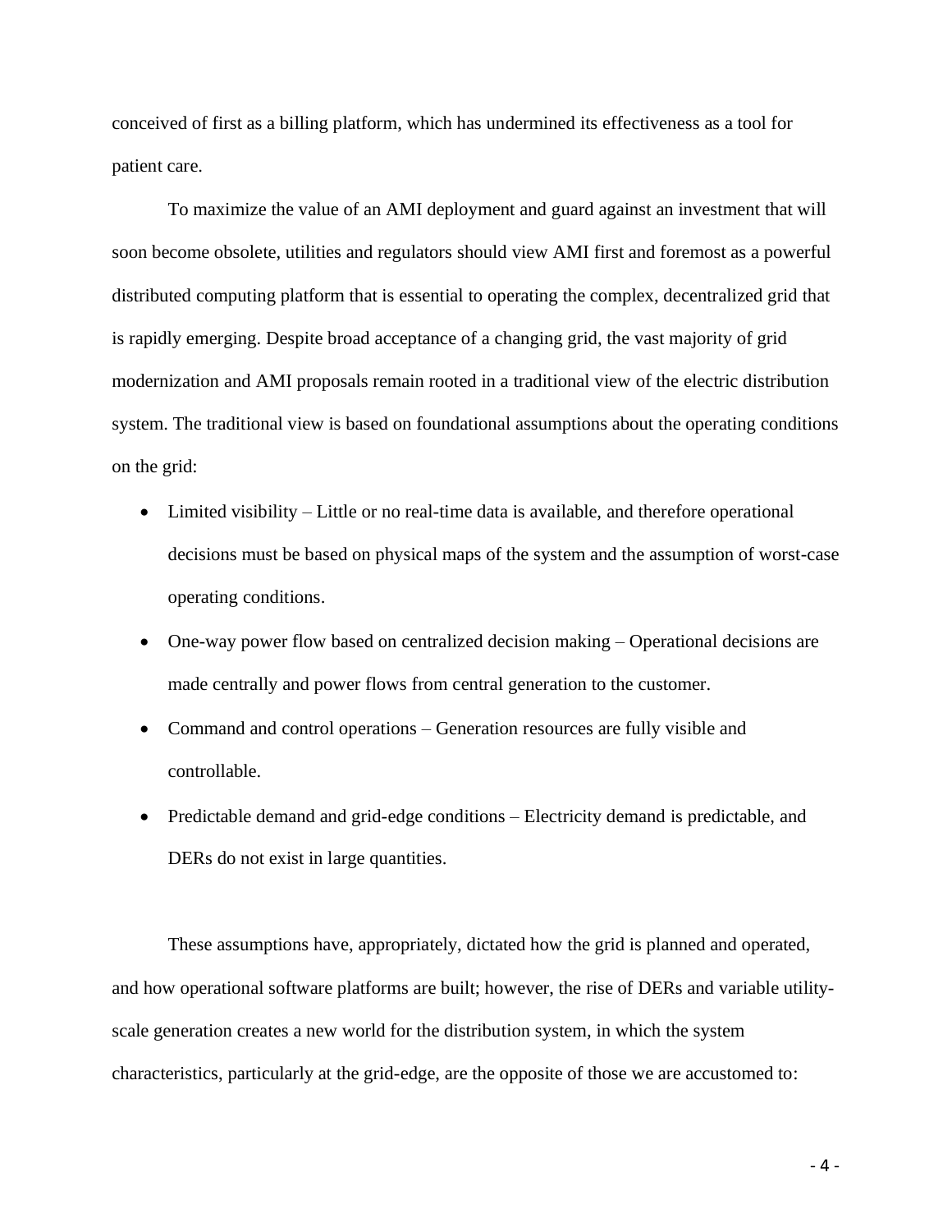conceived of first as a billing platform, which has undermined its effectiveness as a tool for patient care.

To maximize the value of an AMI deployment and guard against an investment that will soon become obsolete, utilities and regulators should view AMI first and foremost as a powerful distributed computing platform that is essential to operating the complex, decentralized grid that is rapidly emerging. Despite broad acceptance of a changing grid, the vast majority of grid modernization and AMI proposals remain rooted in a traditional view of the electric distribution system. The traditional view is based on foundational assumptions about the operating conditions on the grid:

- Limited visibility – Little or no real-time data is available, and therefore operational decisions must be based on physical maps of the system and the assumption of worst-case operating conditions.
- One-way power flow based on centralized decision making – Operational decisions are made centrally and power flows from central generation to the customer.
- Command and control operations – Generation resources are fully visible and controllable.
- Predictable demand and grid-edge conditions – Electricity demand is predictable, and DERs do not exist in large quantities.

These assumptions have, appropriately, dictated how the grid is planned and operated, and how operational software platforms are built; however, the rise of DERs and variable utility-scale generation creates a new world for the distribution system, in which the system characteristics, particularly at the grid-edge, are the opposite of those we are accustomed to: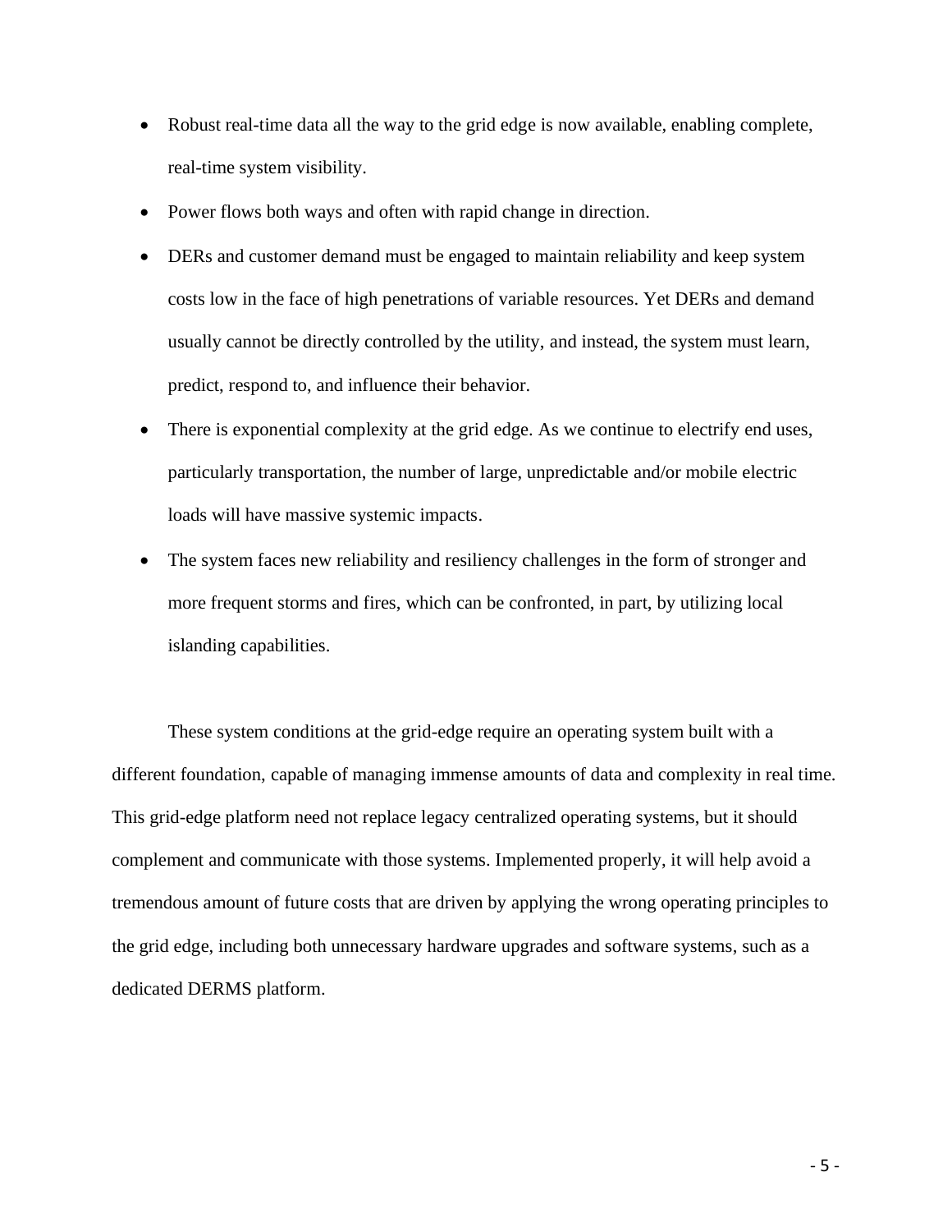- Robust real-time data all the way to the grid edge is now available, enabling complete, real-time system visibility.
- Power flows both ways and often with rapid change in direction.
- DERs and customer demand must be engaged to maintain reliability and keep system costs low in the face of high penetrations of variable resources. Yet DERs and demand usually cannot be directly controlled by the utility, and instead, the system must learn, predict, respond to, and influence their behavior.
- There is exponential complexity at the grid edge. As we continue to electrify end uses, particularly transportation, the number of large, unpredictable and/or mobile electric loads will have massive systemic impacts.
- The system faces new reliability and resiliency challenges in the form of stronger and more frequent storms and fires, which can be confronted, in part, by utilizing local islanding capabilities.

These system conditions at the grid-edge require an operating system built with a different foundation, capable of managing immense amounts of data and complexity in real time. This grid-edge platform need not replace legacy centralized operating systems, but it should complement and communicate with those systems. Implemented properly, it will help avoid a tremendous amount of future costs that are driven by applying the wrong operating principles to the grid edge, including both unnecessary hardware upgrades and software systems, such as a dedicated DERMS platform.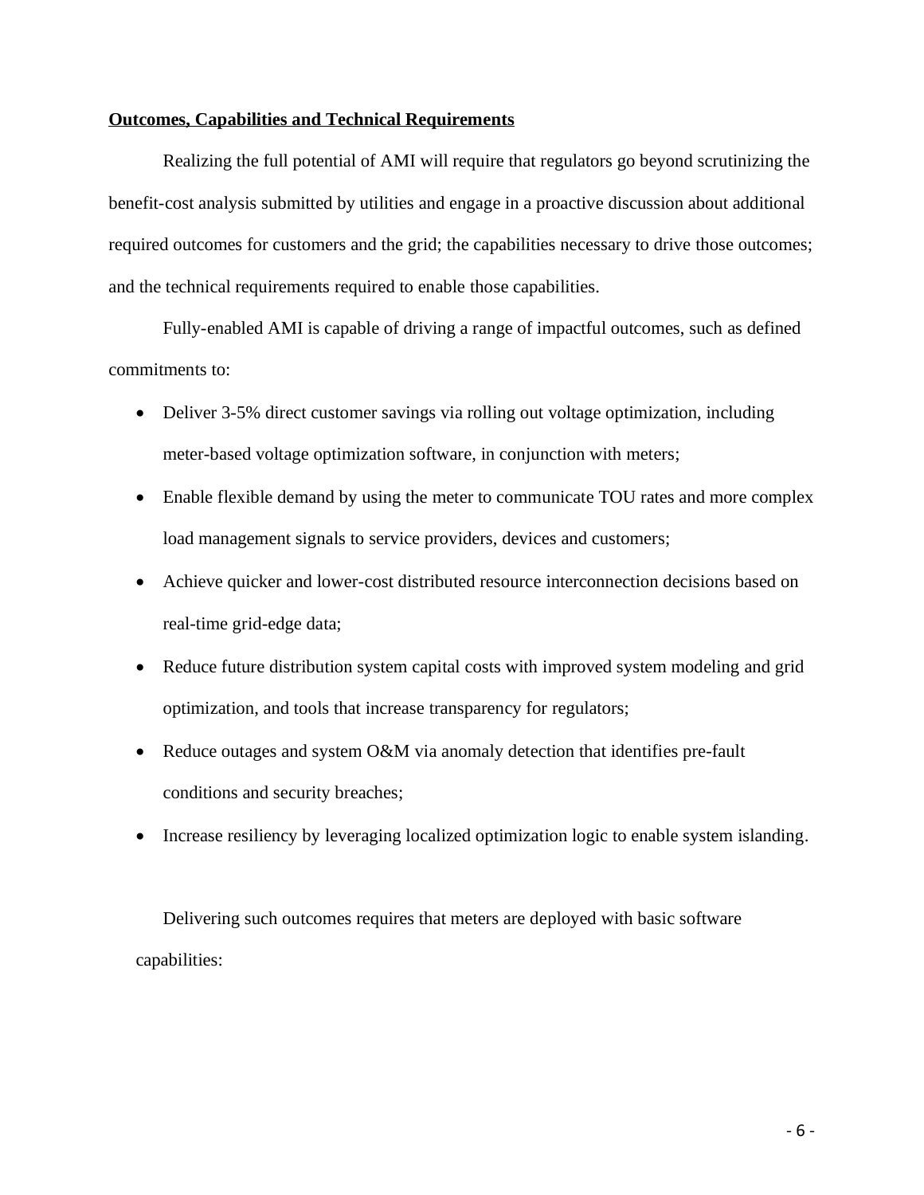**Outcomes, Capabilities and Technical Requirements**

Realizing the full potential of AMI will require that regulators go beyond scrutinizing the benefit-cost analysis submitted by utilities and engage in a proactive discussion about additional required outcomes for customers and the grid; the capabilities necessary to drive those outcomes; and the technical requirements required to enable those capabilities.

Fully-enabled AMI is capable of driving a range of impactful outcomes, such as defined commitments to:

- Deliver 3-5% direct customer savings via rolling out voltage optimization, including meter-based voltage optimization software, in conjunction with meters;
- Enable flexible demand by using the meter to communicate TOU rates and more complex load management signals to service providers, devices and customers;
- Achieve quicker and lower-cost distributed resource interconnection decisions based on real-time grid-edge data;
- Reduce future distribution system capital costs with improved system modeling and grid optimization, and tools that increase transparency for regulators;
- Reduce outages and system O&M via anomaly detection that identifies pre-fault conditions and security breaches;
- Increase resiliency by leveraging localized optimization logic to enable system islanding.

Delivering such outcomes requires that meters are deployed with basic software capabilities: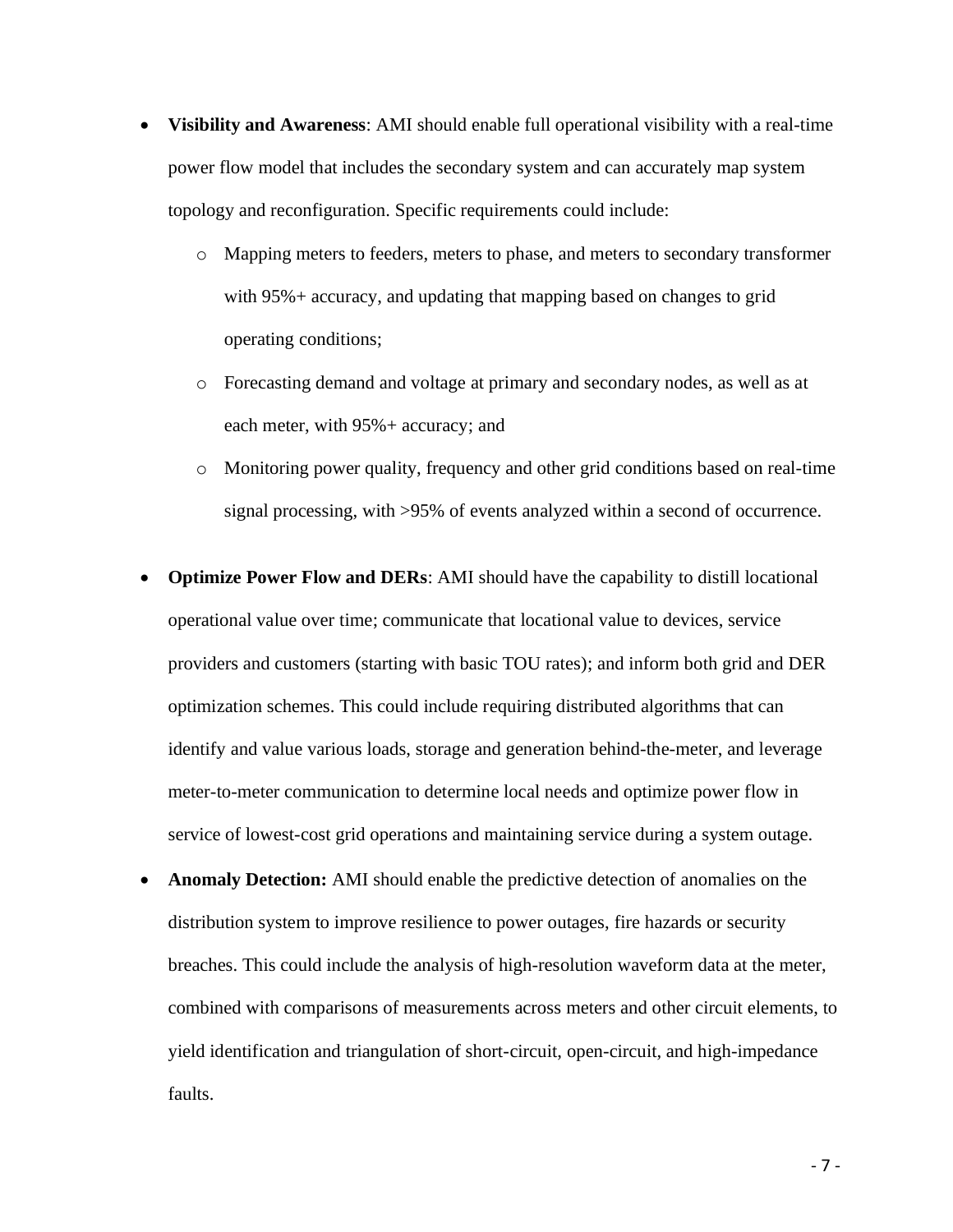- **Visibility and Awareness**: AMI should enable full operational visibility with a real-time power flow model that includes the secondary system and can accurately map system topology and reconfiguration. Specific requirements could include:
    - Mapping meters to feeders, meters to phase, and meters to secondary transformer with 95%+ accuracy, and updating that mapping based on changes to grid operating conditions;
    - Forecasting demand and voltage at primary and secondary nodes, as well as at each meter, with 95%+ accuracy; and
    - Monitoring power quality, frequency and other grid conditions based on real-time signal processing, with >95% of events analyzed within a second of occurrence.

- **Optimize Power Flow and DERs**: AMI should have the capability to distill locational operational value over time; communicate that locational value to devices, service providers and customers (starting with basic TOU rates); and inform both grid and DER optimization schemes. This could include requiring distributed algorithms that can identify and value various loads, storage and generation behind-the-meter, and leverage meter-to-meter communication to determine local needs and optimize power flow in service of lowest-cost grid operations and maintaining service during a system outage.

- **Anomaly Detection:** AMI should enable the predictive detection of anomalies on the distribution system to improve resilience to power outages, fire hazards or security breaches. This could include the analysis of high-resolution waveform data at the meter, combined with comparisons of measurements across meters and other circuit elements, to yield identification and triangulation of short-circuit, open-circuit, and high-impedance faults.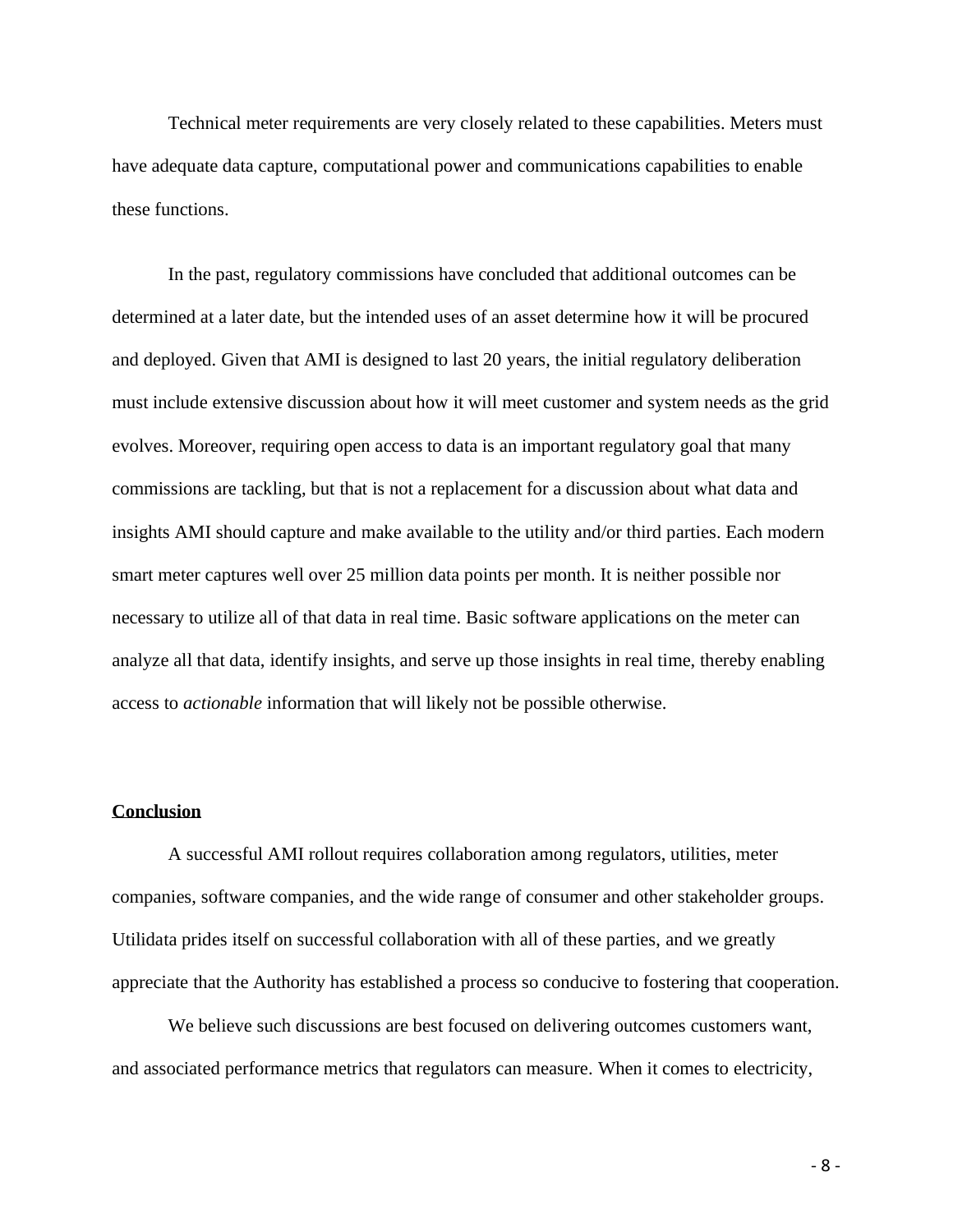Technical meter requirements are very closely related to these capabilities. Meters must have adequate data capture, computational power and communications capabilities to enable these functions.

In the past, regulatory commissions have concluded that additional outcomes can be determined at a later date, but the intended uses of an asset determine how it will be procured and deployed. Given that AMI is designed to last 20 years, the initial regulatory deliberation must include extensive discussion about how it will meet customer and system needs as the grid evolves. Moreover, requiring open access to data is an important regulatory goal that many commissions are tackling, but that is not a replacement for a discussion about what data and insights AMI should capture and make available to the utility and/or third parties. Each modern smart meter captures well over 25 million data points per month. It is neither possible nor necessary to utilize all of that data in real time. Basic software applications on the meter can analyze all that data, identify insights, and serve up those insights in real time, thereby enabling access to *actionable* information that will likely not be possible otherwise.

## Conclusion

A successful AMI rollout requires collaboration among regulators, utilities, meter companies, software companies, and the wide range of consumer and other stakeholder groups. Utilidata prides itself on successful collaboration with all of these parties, and we greatly appreciate that the Authority has established a process so conducive to fostering that cooperation.

We believe such discussions are best focused on delivering outcomes customers want, and associated performance metrics that regulators can measure. When it comes to electricity,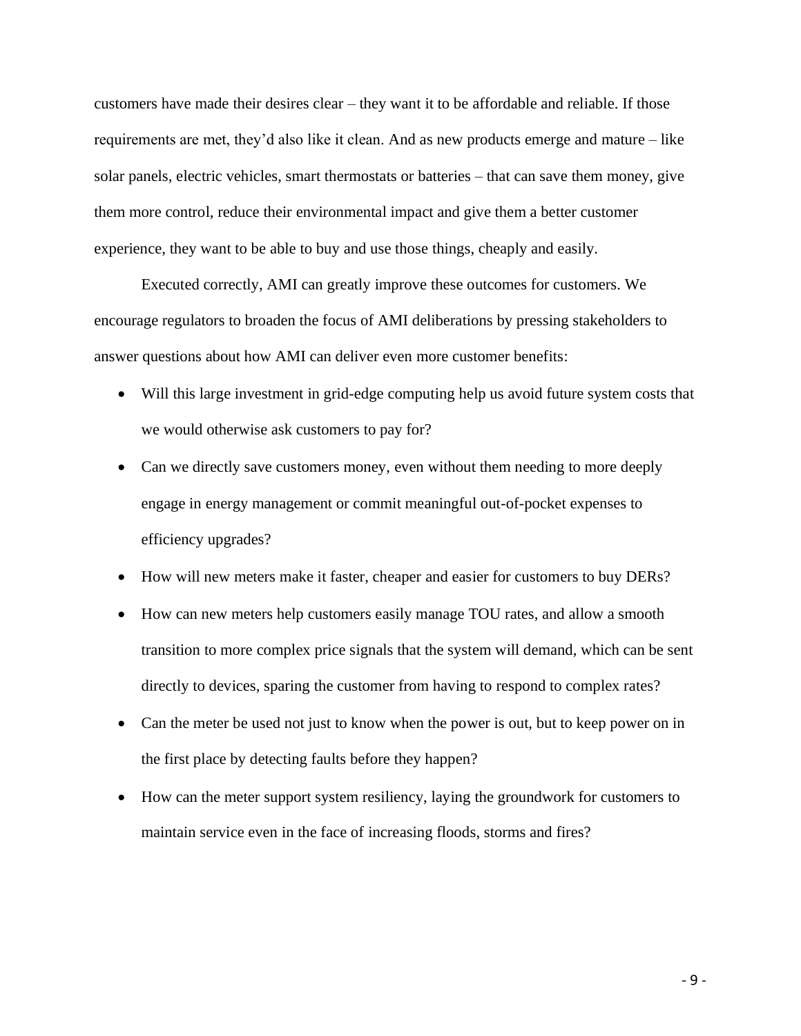customers have made their desires clear – they want it to be affordable and reliable. If those requirements are met, they'd also like it clean. And as new products emerge and mature – like solar panels, electric vehicles, smart thermostats or batteries – that can save them money, give them more control, reduce their environmental impact and give them a better customer experience, they want to be able to buy and use those things, cheaply and easily.

Executed correctly, AMI can greatly improve these outcomes for customers. We encourage regulators to broaden the focus of AMI deliberations by pressing stakeholders to answer questions about how AMI can deliver even more customer benefits:

- Will this large investment in grid-edge computing help us avoid future system costs that we would otherwise ask customers to pay for?
- Can we directly save customers money, even without them needing to more deeply engage in energy management or commit meaningful out-of-pocket expenses to efficiency upgrades?
- How will new meters make it faster, cheaper and easier for customers to buy DERs?
- How can new meters help customers easily manage TOU rates, and allow a smooth transition to more complex price signals that the system will demand, which can be sent directly to devices, sparing the customer from having to respond to complex rates?
- Can the meter be used not just to know when the power is out, but to keep power on in the first place by detecting faults before they happen?
- How can the meter support system resiliency, laying the groundwork for customers to maintain service even in the face of increasing floods, storms and fires?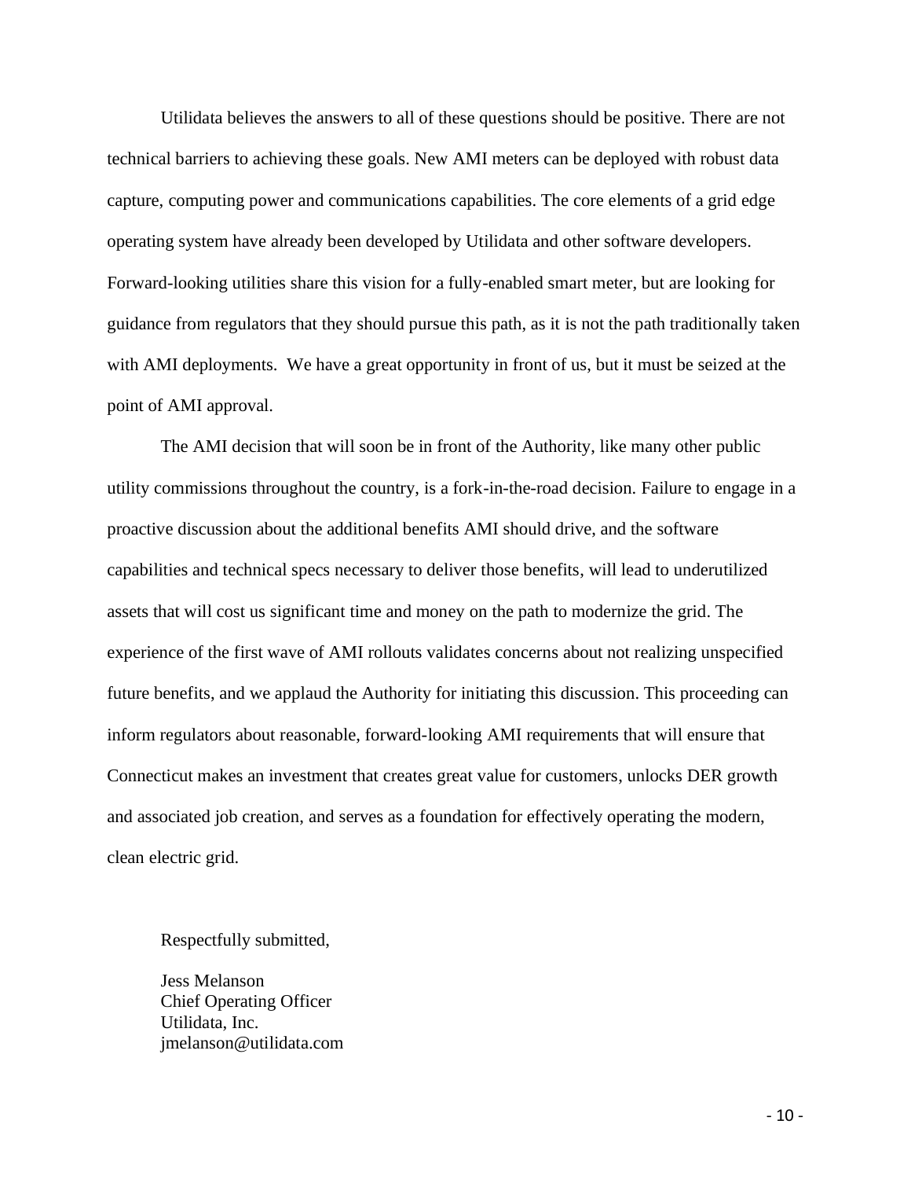Utilidata believes the answers to all of these questions should be positive. There are not technical barriers to achieving these goals. New AMI meters can be deployed with robust data capture, computing power and communications capabilities. The core elements of a grid edge operating system have already been developed by Utilidata and other software developers. Forward-looking utilities share this vision for a fully-enabled smart meter, but are looking for guidance from regulators that they should pursue this path, as it is not the path traditionally taken with AMI deployments. We have a great opportunity in front of us, but it must be seized at the point of AMI approval.

The AMI decision that will soon be in front of the Authority, like many other public utility commissions throughout the country, is a fork-in-the-road decision. Failure to engage in a proactive discussion about the additional benefits AMI should drive, and the software capabilities and technical specs necessary to deliver those benefits, will lead to underutilized assets that will cost us significant time and money on the path to modernize the grid. The experience of the first wave of AMI rollouts validates concerns about not realizing unspecified future benefits, and we applaud the Authority for initiating this discussion. This proceeding can inform regulators about reasonable, forward-looking AMI requirements that will ensure that Connecticut makes an investment that creates great value for customers, unlocks DER growth and associated job creation, and serves as a foundation for effectively operating the modern, clean electric grid.

Respectfully submitted,

Jess Melanson
Chief Operating Officer
Utilidata, Inc.
jmelanson@utilidata.com